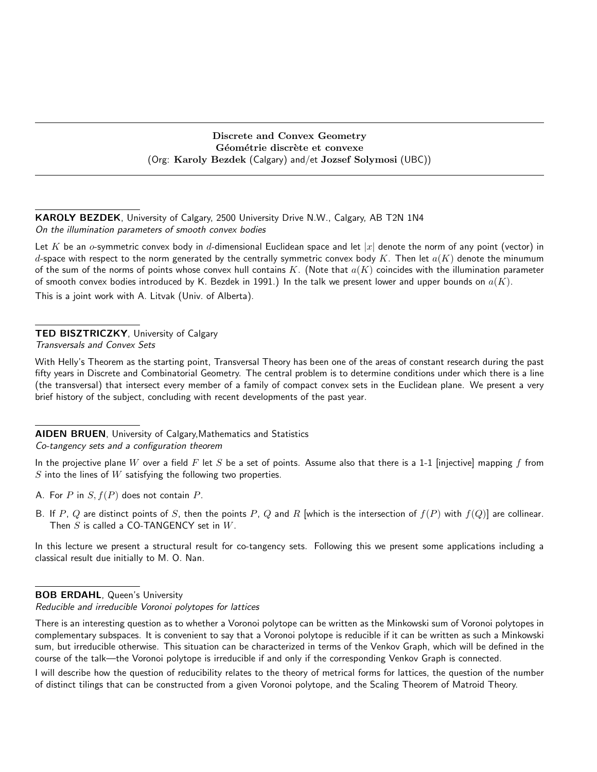# Discrete and Convex Geometry
# Géométrie discrète et convexe
(Org: **Karoly Bezdek** (Calgary) and/et **Jozsef Solymosi** (UBC))

---

**KAROLY BEZDEK**, University of Calgary, 2500 University Drive N.W., Calgary, AB T2N 1N4
*On the illumination parameters of smooth convex bodies*

Let $K$ be an $o$-symmetric convex body in $d$-dimensional Euclidean space and let $|x|$ denote the norm of any point (vector) in $d$-space with respect to the norm generated by the centrally symmetric convex body $K$. Then let $a(K)$ denote the minumum of the sum of the norms of points whose convex hull contains $K$. (Note that $a(K)$ coincides with the illumination parameter of smooth convex bodies introduced by K. Bezdek in 1991.) In the talk we present lower and upper bounds on $a(K)$.

This is a joint work with A. Litvak (Univ. of Alberta).

---

**TED BISZTRICZKY**, University of Calgary
*Transversals and Convex Sets*

With Helly's Theorem as the starting point, Transversal Theory has been one of the areas of constant research during the past fifty years in Discrete and Combinatorial Geometry. The central problem is to determine conditions under which there is a line (the transversal) that intersect every member of a family of compact convex sets in the Euclidean plane. We present a very brief history of the subject, concluding with recent developments of the past year.

---

**AIDEN BRUEN**, University of Calgary,Mathematics and Statistics
*Co-tangency sets and a configuration theorem*

In the projective plane $W$ over a field $F$ let $S$ be a set of points. Assume also that there is a 1-1 [injective] mapping $f$ from $S$ into the lines of $W$ satisfying the following two properties.

A. For $P$ in $S, f(P)$ does not contain $P$.

B. If $P$, $Q$ are distinct points of $S$, then the points $P$, $Q$ and $R$ [which is the intersection of $f(P)$ with $f(Q)$] are collinear. Then $S$ is called a CO-TANGENCY set in $W$.

In this lecture we present a structural result for co-tangency sets. Following this we present some applications including a classical result due initially to M. O. Nan.

---

**BOB ERDAHL**, Queen's University
*Reducible and irreducible Voronoi polytopes for lattices*

There is an interesting question as to whether a Voronoi polytope can be written as the Minkowski sum of Voronoi polytopes in complementary subspaces. It is convenient to say that a Voronoi polytope is reducible if it can be written as such a Minkowski sum, but irreducible otherwise. This situation can be characterized in terms of the Venkov Graph, which will be defined in the course of the talk—the Voronoi polytope is irreducible if and only if the corresponding Venkov Graph is connected.

I will describe how the question of reducibility relates to the theory of metrical forms for lattices, the question of the number of distinct tilings that can be constructed from a given Voronoi polytope, and the Scaling Theorem of Matroid Theory.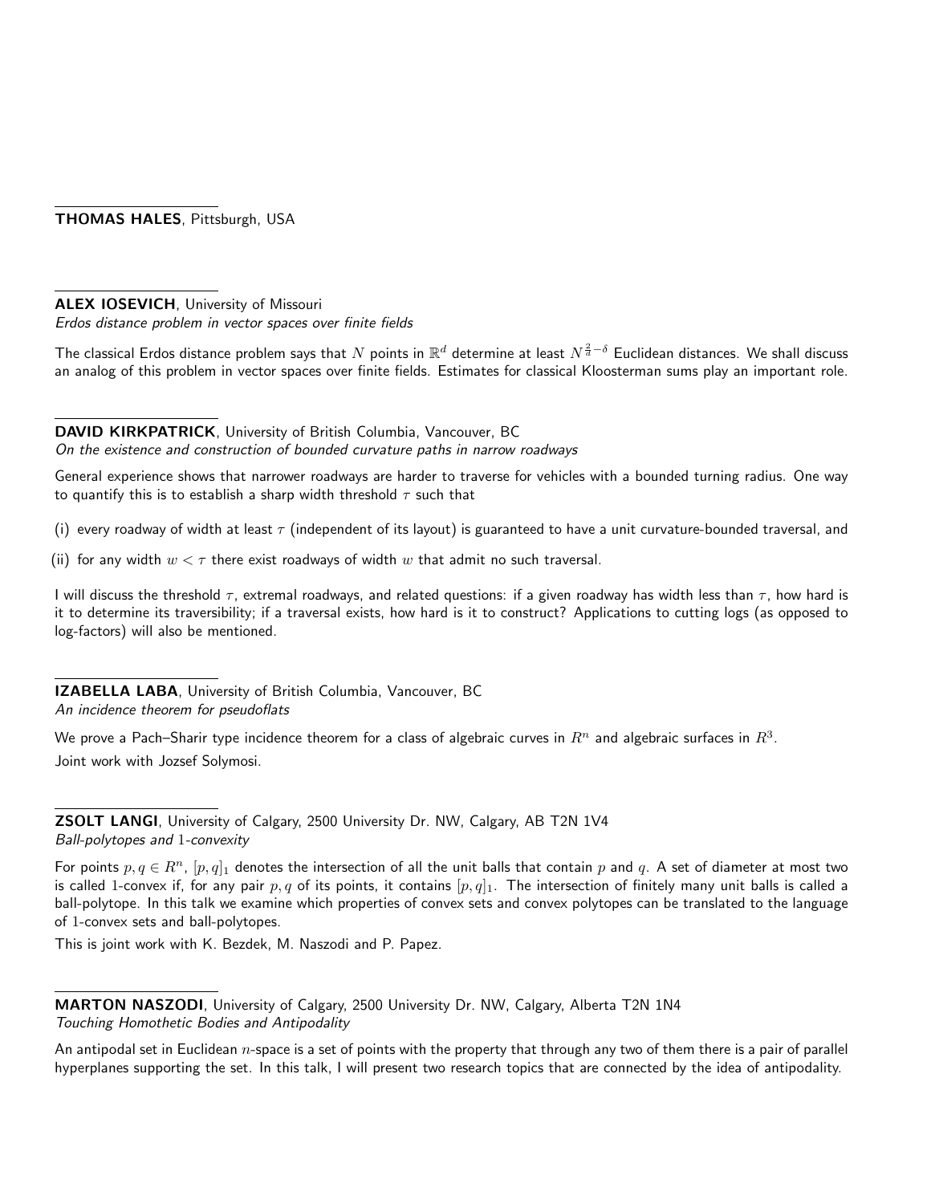**THOMAS HALES**, Pittsburgh, USA

**ALEX IOSEVICH**, University of Missouri
*Erdos distance problem in vector spaces over finite fields*

The classical Erdos distance problem says that $N$ points in $\mathbb{R}^d$ determine at least $N^{\frac{2}{d}-\delta}$ Euclidean distances. We shall discuss an analog of this problem in vector spaces over finite fields. Estimates for classical Kloosterman sums play an important role.

**DAVID KIRKPATRICK**, University of British Columbia, Vancouver, BC
*On the existence and construction of bounded curvature paths in narrow roadways*

General experience shows that narrower roadways are harder to traverse for vehicles with a bounded turning radius. One way to quantify this is to establish a sharp width threshold $\tau$ such that

(i) every roadway of width at least $\tau$ (independent of its layout) is guaranteed to have a unit curvature-bounded traversal, and

(ii) for any width $w < \tau$ there exist roadways of width $w$ that admit no such traversal.

I will discuss the threshold $\tau$, extremal roadways, and related questions: if a given roadway has width less than $\tau$, how hard is it to determine its traversibility; if a traversal exists, how hard is it to construct? Applications to cutting logs (as opposed to log-factors) will also be mentioned.

**IZABELLA LABA**, University of British Columbia, Vancouver, BC
*An incidence theorem for pseudoflats*

We prove a Pach–Sharir type incidence theorem for a class of algebraic curves in $R^n$ and algebraic surfaces in $R^3$.
Joint work with Jozsef Solymosi.

**ZSOLT LANGI**, University of Calgary, 2500 University Dr. NW, Calgary, AB T2N 1V4
*Ball-polytopes and 1-convexity*

For points $p, q \in R^n$, $[p, q]_1$ denotes the intersection of all the unit balls that contain $p$ and $q$. A set of diameter at most two is called 1-convex if, for any pair $p, q$ of its points, it contains $[p, q]_1$. The intersection of finitely many unit balls is called a ball-polytope. In this talk we examine which properties of convex sets and convex polytopes can be translated to the language of 1-convex sets and ball-polytopes.
This is joint work with K. Bezdek, M. Naszodi and P. Papez.

**MARTON NASZODI**, University of Calgary, 2500 University Dr. NW, Calgary, Alberta T2N 1N4
*Touching Homothetic Bodies and Antipodality*

An antipodal set in Euclidean $n$-space is a set of points with the property that through any two of them there is a pair of parallel hyperplanes supporting the set. In this talk, I will present two research topics that are connected by the idea of antipodality.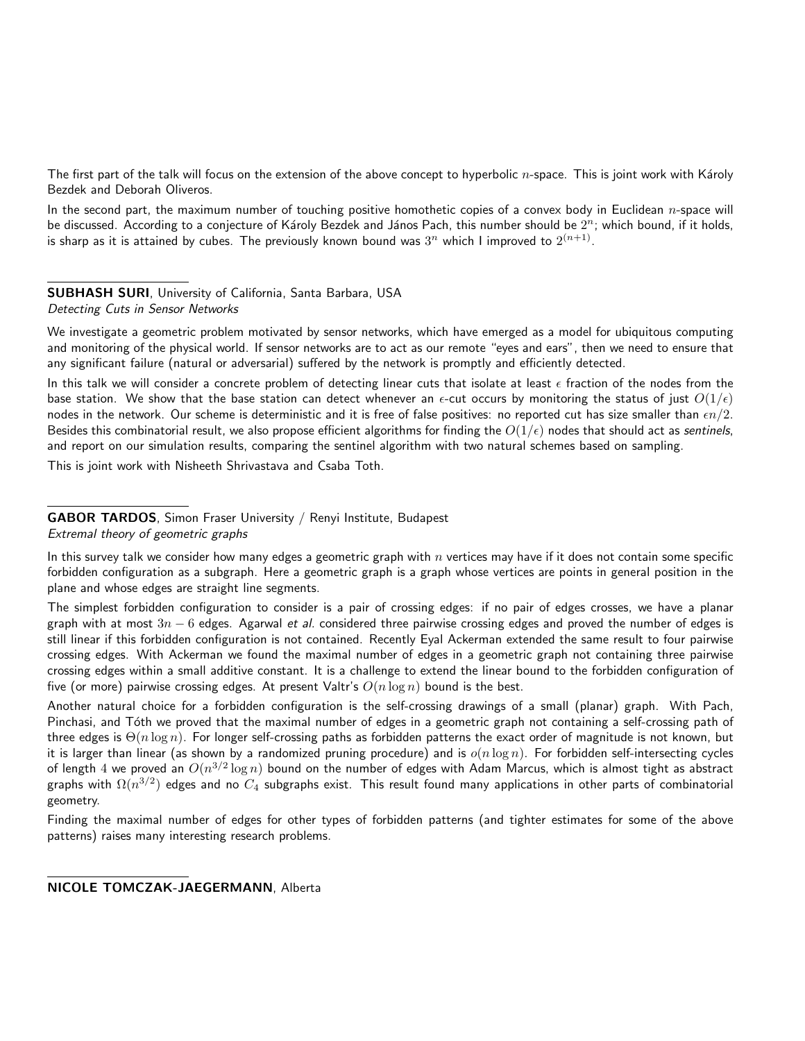The first part of the talk will focus on the extension of the above concept to hyperbolic $n$-space. This is joint work with Károly Bezdek and Deborah Oliveros.

In the second part, the maximum number of touching positive homothetic copies of a convex body in Euclidean $n$-space will be discussed. According to a conjecture of Károly Bezdek and János Pach, this number should be $2^n$; which bound, if it holds, is sharp as it is attained by cubes. The previously known bound was $3^n$ which I improved to $2^{(n+1)}$.

---

**SUBHASH SURI**, University of California, Santa Barbara, USA
*Detecting Cuts in Sensor Networks*

We investigate a geometric problem motivated by sensor networks, which have emerged as a model for ubiquitous computing and monitoring of the physical world. If sensor networks are to act as our remote "eyes and ears", then we need to ensure that any significant failure (natural or adversarial) suffered by the network is promptly and efficiently detected.

In this talk we will consider a concrete problem of detecting linear cuts that isolate at least $\epsilon$ fraction of the nodes from the base station. We show that the base station can detect whenever an $\epsilon$-cut occurs by monitoring the status of just $O(1/\epsilon)$ nodes in the network. Our scheme is deterministic and it is free of false positives: no reported cut has size smaller than $\epsilon n/2$. Besides this combinatorial result, we also propose efficient algorithms for finding the $O(1/\epsilon)$ nodes that should act as *sentinels*, and report on our simulation results, comparing the sentinel algorithm with two natural schemes based on sampling.

This is joint work with Nisheeth Shrivastava and Csaba Toth.

---

**GABOR TARDOS**, Simon Fraser University / Renyi Institute, Budapest
*Extremal theory of geometric graphs*

In this survey talk we consider how many edges a geometric graph with $n$ vertices may have if it does not contain some specific forbidden configuration as a subgraph. Here a geometric graph is a graph whose vertices are points in general position in the plane and whose edges are straight line segments.

The simplest forbidden configuration to consider is a pair of crossing edges: if no pair of edges crosses, we have a planar graph with at most $3n-6$ edges. Agarwal *et al.* considered three pairwise crossing edges and proved the number of edges is still linear if this forbidden configuration is not contained. Recently Eyal Ackerman extended the same result to four pairwise crossing edges. With Ackerman we found the maximal number of edges in a geometric graph not containing three pairwise crossing edges within a small additive constant. It is a challenge to extend the linear bound to the forbidden configuration of five (or more) pairwise crossing edges. At present Valtr's $O(n \log n)$ bound is the best.

Another natural choice for a forbidden configuration is the self-crossing drawings of a small (planar) graph. With Pach, Pinchasi, and Tóth we proved that the maximal number of edges in a geometric graph not containing a self-crossing path of three edges is $\Theta(n \log n)$. For longer self-crossing paths as forbidden patterns the exact order of magnitude is not known, but it is larger than linear (as shown by a randomized pruning procedure) and is $o(n \log n)$. For forbidden self-intersecting cycles of length $4$ we proved an $O(n^{3/2} \log n)$ bound on the number of edges with Adam Marcus, which is almost tight as abstract graphs with $\Omega(n^{3/2})$ edges and no $C_4$ subgraphs exist. This result found many applications in other parts of combinatorial geometry.

Finding the maximal number of edges for other types of forbidden patterns (and tighter estimates for some of the above patterns) raises many interesting research problems.

---

**NICOLE TOMCZAK-JAEGERMANN**, Alberta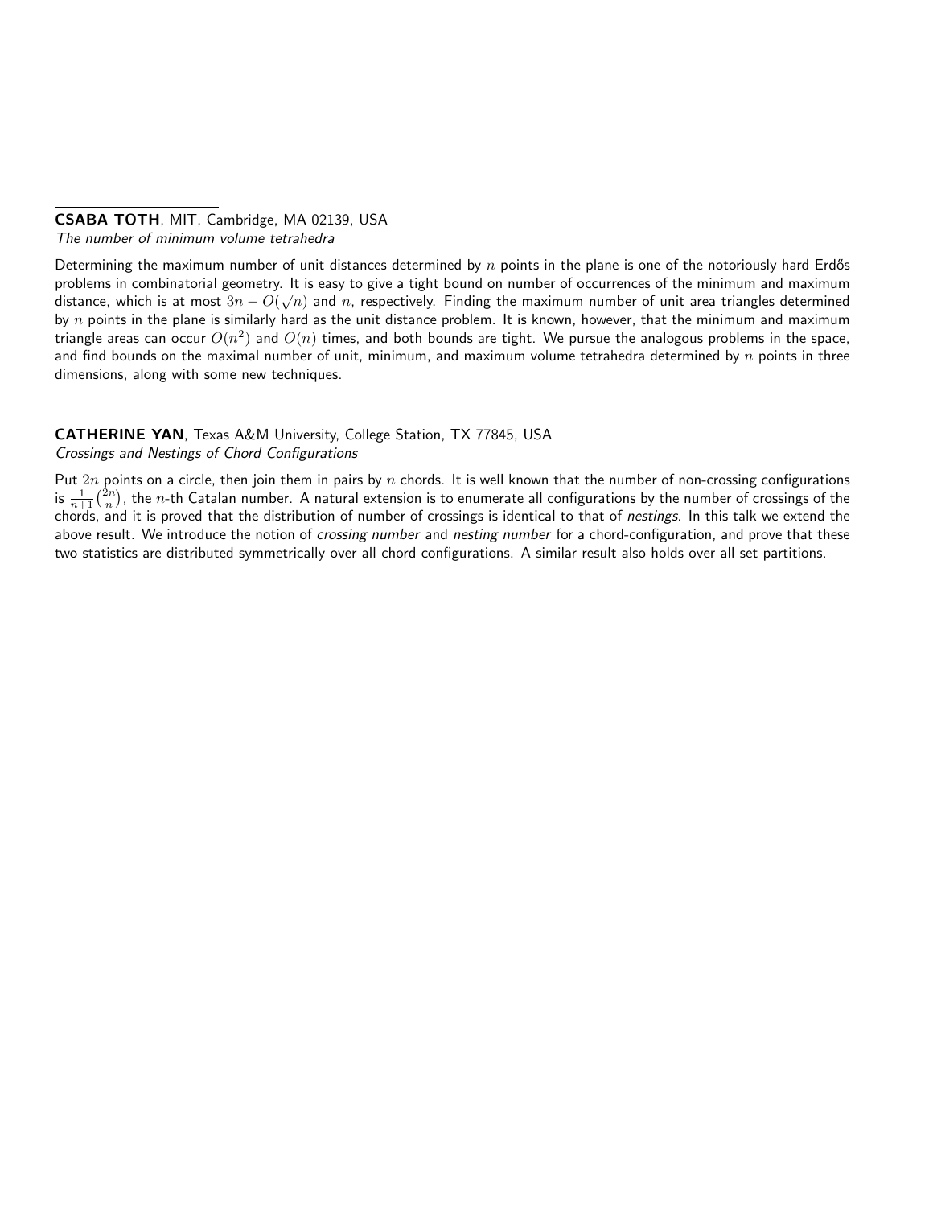**CSABA TOTH**, MIT, Cambridge, MA 02139, USA
*The number of minimum volume tetrahedra*

Determining the maximum number of unit distances determined by $n$ points in the plane is one of the notoriously hard Erdős problems in combinatorial geometry. It is easy to give a tight bound on number of occurrences of the minimum and maximum distance, which is at most $3n - O(\sqrt{n})$ and $n$, respectively. Finding the maximum number of unit area triangles determined by $n$ points in the plane is similarly hard as the unit distance problem. It is known, however, that the minimum and maximum triangle areas can occur $O(n^2)$ and $O(n)$ times, and both bounds are tight. We pursue the analogous problems in the space, and find bounds on the maximal number of unit, minimum, and maximum volume tetrahedra determined by $n$ points in three dimensions, along with some new techniques.

**CATHERINE YAN**, Texas A&M University, College Station, TX 77845, USA
*Crossings and Nestings of Chord Configurations*

Put $2n$ points on a circle, then join them in pairs by $n$ chords. It is well known that the number of non-crossing configurations is $\frac{1}{n+1}\binom{2n}{n}$, the $n$-th Catalan number. A natural extension is to enumerate all configurations by the number of crossings of the chords, and it is proved that the distribution of number of crossings is identical to that of *nestings*. In this talk we extend the above result. We introduce the notion of *crossing number* and *nesting number* for a chord-configuration, and prove that these two statistics are distributed symmetrically over all chord configurations. A similar result also holds over all set partitions.